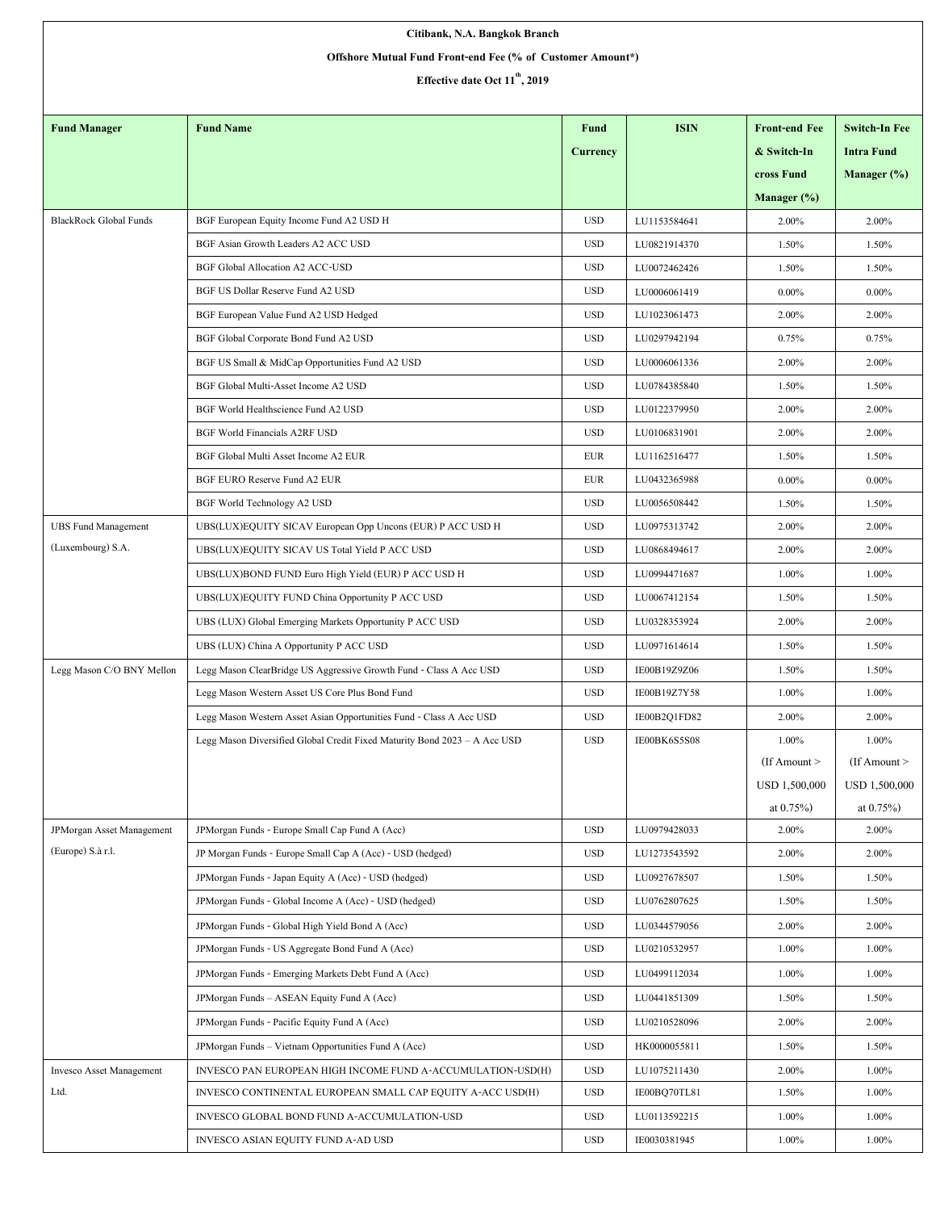**Citibank, N.A. Bangkok Branch**

**Offshore Mutual Fund Front-end Fee (% of Customer Amount*)**

**Effective date Oct 11th, 2019**

| Fund Manager | Fund Name | Fund Currency | ISIN | Front-end Fee & Switch-In cross Fund Manager (%) | Switch-In Fee Intra Fund Manager (%) |
|---|---|---|---|---|---|
| BlackRock Global Funds | BGF European Equity Income Fund A2 USD H | USD | LU1153584641 | 2.00% | 2.00% |
| | BGF Asian Growth Leaders A2 ACC USD | USD | LU0821914370 | 1.50% | 1.50% |
| | BGF Global Allocation A2 ACC-USD | USD | LU0072462426 | 1.50% | 1.50% |
| | BGF US Dollar Reserve Fund A2 USD | USD | LU0006061419 | 0.00% | 0.00% |
| | BGF European Value Fund A2 USD Hedged | USD | LU1023061473 | 2.00% | 2.00% |
| | BGF Global Corporate Bond Fund A2 USD | USD | LU0297942194 | 0.75% | 0.75% |
| | BGF US Small & MidCap Opportunities Fund A2 USD | USD | LU0006061336 | 2.00% | 2.00% |
| | BGF Global Multi-Asset Income A2 USD | USD | LU0784385840 | 1.50% | 1.50% |
| | BGF World Healthscience Fund A2 USD | USD | LU0122379950 | 2.00% | 2.00% |
| | BGF World Financials A2RF USD | USD | LU0106831901 | 2.00% | 2.00% |
| | BGF Global Multi Asset Income A2 EUR | EUR | LU1162516477 | 1.50% | 1.50% |
| | BGF EURO Reserve Fund A2 EUR | EUR | LU0432365988 | 0.00% | 0.00% |
| | BGF World Technology A2 USD | USD | LU0056508442 | 1.50% | 1.50% |
| UBS Fund Management (Luxembourg) S.A. | UBS(LUX)EQUITY SICAV European Opp Uncons (EUR) P ACC USD H | USD | LU0975313742 | 2.00% | 2.00% |
| | UBS(LUX)EQUITY SICAV US Total Yield P ACC USD | USD | LU0868494617 | 2.00% | 2.00% |
| | UBS(LUX)BOND FUND Euro High Yield (EUR) P ACC USD H | USD | LU0994471687 | 1.00% | 1.00% |
| | UBS(LUX)EQUITY FUND China Opportunity P ACC USD | USD | LU0067412154 | 1.50% | 1.50% |
| | UBS (LUX) Global Emerging Markets Opportunity P ACC USD | USD | LU0328353924 | 2.00% | 2.00% |
| | UBS (LUX) China A Opportunity P ACC USD | USD | LU0971614614 | 1.50% | 1.50% |
| Legg Mason C/O BNY Mellon | Legg Mason ClearBridge US Aggressive Growth Fund - Class A Acc USD | USD | IE00B19Z9Z06 | 1.50% | 1.50% |
| | Legg Mason Western Asset US Core Plus Bond Fund | USD | IE00B19Z7Y58 | 1.00% | 1.00% |
| | Legg Mason Western Asset Asian Opportunities Fund - Class A Acc USD | USD | IE00B2Q1FD82 | 2.00% | 2.00% |
| | Legg Mason Diversified Global Credit Fixed Maturity Bond 2023 – A Acc USD | USD | IE00BK6S5S08 | 1.00% (If Amount > USD 1,500,000 at 0.75%) | 1.00% (If Amount > USD 1,500,000 at 0.75%) |
| JPMorgan Asset Management (Europe) S.à r.l. | JPMorgan Funds - Europe Small Cap Fund A (Acc) | USD | LU0979428033 | 2.00% | 2.00% |
| | JP Morgan Funds - Europe Small Cap A (Acc) - USD (hedged) | USD | LU1273543592 | 2.00% | 2.00% |
| | JPMorgan Funds - Japan Equity A (Acc) - USD (hedged) | USD | LU0927678507 | 1.50% | 1.50% |
| | JPMorgan Funds - Global Income A (Acc) - USD (hedged) | USD | LU0762807625 | 1.50% | 1.50% |
| | JPMorgan Funds - Global High Yield Bond A (Acc) | USD | LU0344579056 | 2.00% | 2.00% |
| | JPMorgan Funds - US Aggregate Bond Fund A (Acc) | USD | LU0210532957 | 1.00% | 1.00% |
| | JPMorgan Funds - Emerging Markets Debt Fund A (Acc) | USD | LU0499112034 | 1.00% | 1.00% |
| | JPMorgan Funds – ASEAN Equity Fund A (Acc) | USD | LU0441851309 | 1.50% | 1.50% |
| | JPMorgan Funds - Pacific Equity Fund A (Acc) | USD | LU0210528096 | 2.00% | 2.00% |
| | JPMorgan Funds – Vietnam Opportunities Fund A (Acc) | USD | HK0000055811 | 1.50% | 1.50% |
| Invesco Asset Management Ltd. | INVESCO PAN EUROPEAN HIGH INCOME FUND A-ACCUMULATION-USD(H) | USD | LU1075211430 | 2.00% | 1.00% |
| | INVESCO CONTINENTAL EUROPEAN SMALL CAP EQUITY A-ACC USD(H) | USD | IE00BQ70TL81 | 1.50% | 1.00% |
| | INVESCO GLOBAL BOND FUND A-ACCUMULATION-USD | USD | LU0113592215 | 1.00% | 1.00% |
| | INVESCO ASIAN EQUITY FUND A-AD USD | USD | IE0030381945 | 1.00% | 1.00% |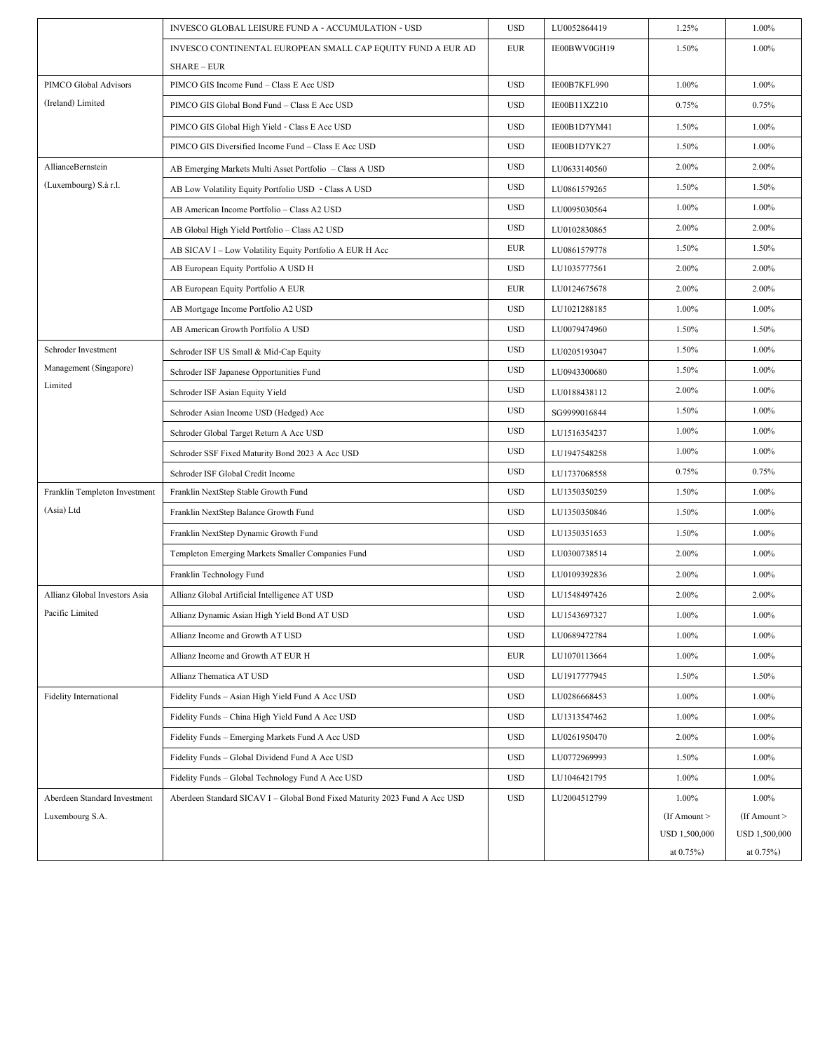| | | | | | |
|---|---|---|---|---|---|
| | INVESCO GLOBAL LEISURE FUND A - ACCUMULATION - USD | USD | LU0052864419 | 1.25% | 1.00% |
| | INVESCO CONTINENTAL EUROPEAN SMALL CAP EQUITY FUND A EUR AD SHARE – EUR | EUR | IE00BWV0GH19 | 1.50% | 1.00% |
| PIMCO Global Advisors (Ireland) Limited | PIMCO GIS Income Fund – Class E Acc USD | USD | IE00B7KFL990 | 1.00% | 1.00% |
| | PIMCO GIS Global Bond Fund – Class E Acc USD | USD | IE00B11XZ210 | 0.75% | 0.75% |
| | PIMCO GIS Global High Yield - Class E Acc USD | USD | IE00B1D7YM41 | 1.50% | 1.00% |
| | PIMCO GIS Diversified Income Fund – Class E Acc USD | USD | IE00B1D7YK27 | 1.50% | 1.00% |
| AllianceBernstein (Luxembourg) S.à r.l. | AB Emerging Markets Multi Asset Portfolio – Class A USD | USD | LU0633140560 | 2.00% | 2.00% |
| | AB Low Volatility Equity Portfolio USD - Class A USD | USD | LU0861579265 | 1.50% | 1.50% |
| | AB American Income Portfolio – Class A2 USD | USD | LU0095030564 | 1.00% | 1.00% |
| | AB Global High Yield Portfolio – Class A2 USD | USD | LU0102830865 | 2.00% | 2.00% |
| | AB SICAV I – Low Volatility Equity Portfolio A EUR H Acc | EUR | LU0861579778 | 1.50% | 1.50% |
| | AB European Equity Portfolio A USD H | USD | LU1035777561 | 2.00% | 2.00% |
| | AB European Equity Portfolio A EUR | EUR | LU0124675678 | 2.00% | 2.00% |
| | AB Mortgage Income Portfolio A2 USD | USD | LU1021288185 | 1.00% | 1.00% |
| | AB American Growth Portfolio A USD | USD | LU0079474960 | 1.50% | 1.50% |
| Schroder Investment Management (Singapore) Limited | Schroder ISF US Small & Mid-Cap Equity | USD | LU0205193047 | 1.50% | 1.00% |
| | Schroder ISF Japanese Opportunities Fund | USD | LU0943300680 | 1.50% | 1.00% |
| | Schroder ISF Asian Equity Yield | USD | LU0188438112 | 2.00% | 1.00% |
| | Schroder Asian Income USD (Hedged) Acc | USD | SG9999016844 | 1.50% | 1.00% |
| | Schroder Global Target Return A Acc USD | USD | LU1516354237 | 1.00% | 1.00% |
| | Schroder SSF Fixed Maturity Bond 2023 A Acc USD | USD | LU1947548258 | 1.00% | 1.00% |
| | Schroder ISF Global Credit Income | USD | LU1737068558 | 0.75% | 0.75% |
| Franklin Templeton Investment (Asia) Ltd | Franklin NextStep Stable Growth Fund | USD | LU1350350259 | 1.50% | 1.00% |
| | Franklin NextStep Balance Growth Fund | USD | LU1350350846 | 1.50% | 1.00% |
| | Franklin NextStep Dynamic Growth Fund | USD | LU1350351653 | 1.50% | 1.00% |
| | Templeton Emerging Markets Smaller Companies Fund | USD | LU0300738514 | 2.00% | 1.00% |
| | Franklin Technology Fund | USD | LU0109392836 | 2.00% | 1.00% |
| Allianz Global Investors Asia Pacific Limited | Allianz Global Artificial Intelligence AT USD | USD | LU1548497426 | 2.00% | 2.00% |
| | Allianz Dynamic Asian High Yield Bond AT USD | USD | LU1543697327 | 1.00% | 1.00% |
| | Allianz Income and Growth AT USD | USD | LU0689472784 | 1.00% | 1.00% |
| | Allianz Income and Growth AT EUR H | EUR | LU1070113664 | 1.00% | 1.00% |
| | Allianz Thematica AT USD | USD | LU1917777945 | 1.50% | 1.50% |
| Fidelity International | Fidelity Funds – Asian High Yield Fund A Acc USD | USD | LU0286668453 | 1.00% | 1.00% |
| | Fidelity Funds – China High Yield Fund A Acc USD | USD | LU1313547462 | 1.00% | 1.00% |
| | Fidelity Funds – Emerging Markets Fund A Acc USD | USD | LU0261950470 | 2.00% | 1.00% |
| | Fidelity Funds – Global Dividend Fund A Acc USD | USD | LU0772969993 | 1.50% | 1.00% |
| | Fidelity Funds – Global Technology Fund A Acc USD | USD | LU1046421795 | 1.00% | 1.00% |
| Aberdeen Standard Investment Luxembourg S.A. | Aberdeen Standard SICAV I – Global Bond Fixed Maturity 2023 Fund A Acc USD | USD | LU2004512799 | 1.00% (If Amount > USD 1,500,000 at 0.75%) | 1.00% (If Amount > USD 1,500,000 at 0.75%) |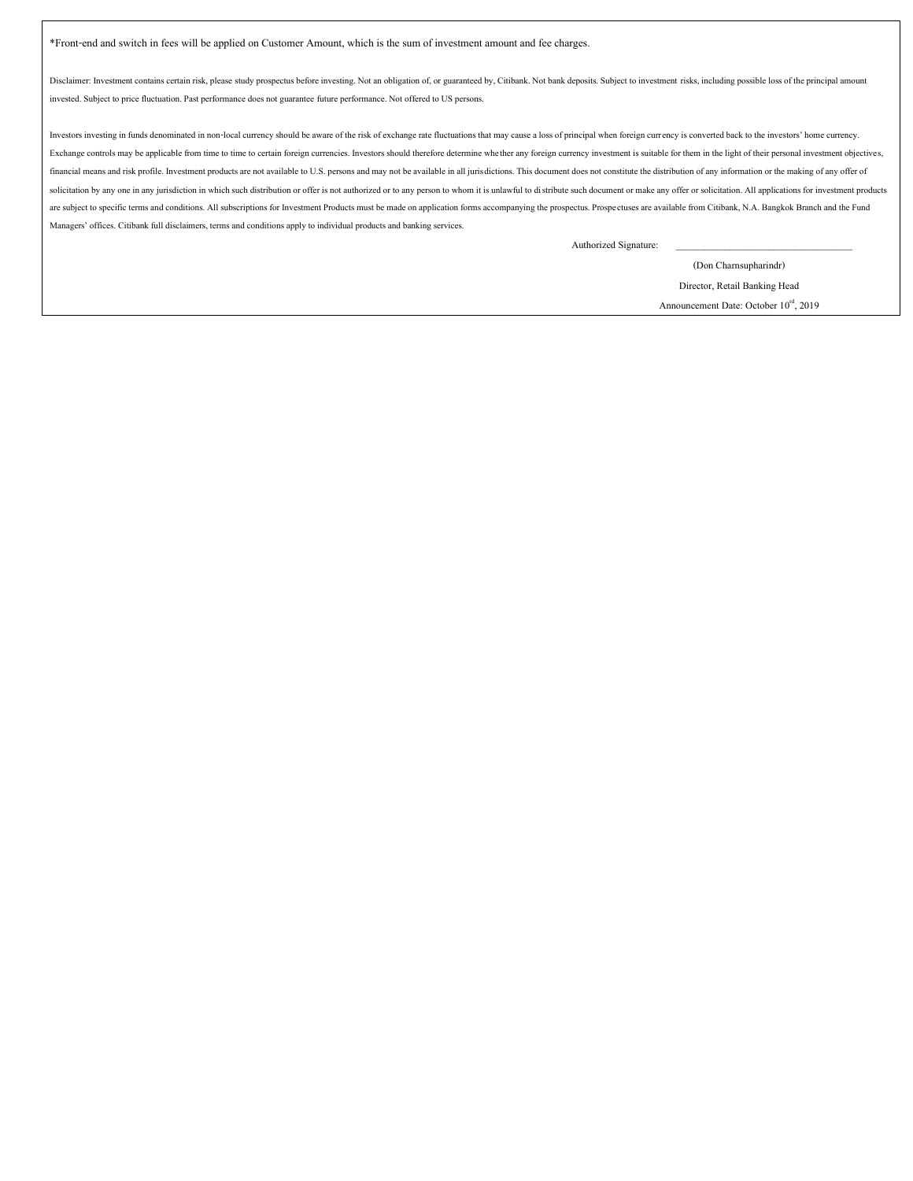*Front-end and switch in fees will be applied on Customer Amount, which is the sum of investment amount and fee charges.

Disclaimer: Investment contains certain risk, please study prospectus before investing. Not an obligation of, or guaranteed by, Citibank. Not bank deposits. Subject to investment risks, including possible loss of the principal amount invested. Subject to price fluctuation. Past performance does not guarantee future performance. Not offered to US persons.

Investors investing in funds denominated in non-local currency should be aware of the risk of exchange rate fluctuations that may cause a loss of principal when foreign currency is converted back to the investors' home currency. Exchange controls may be applicable from time to time to certain foreign currencies. Investors should therefore determine whether any foreign currency investment is suitable for them in the light of their personal investment objectives, financial means and risk profile. Investment products are not available to U.S. persons and may not be available in all jurisdictions. This document does not constitute the distribution of any information or the making of any offer of solicitation by any one in any jurisdiction in which such distribution or offer is not authorized or to any person to whom it is unlawful to distribute such document or make any offer or solicitation. All applications for investment products are subject to specific terms and conditions. All subscriptions for Investment Products must be made on application forms accompanying the prospectus. Prospectuses are available from Citibank, N.A. Bangkok Branch and the Fund Managers' offices. Citibank full disclaimers, terms and conditions apply to individual products and banking services.

Authorized Signature: ____________________________

(Don Charnsupharindr)

Director, Retail Banking Head

Announcement Date: October 10rd, 2019